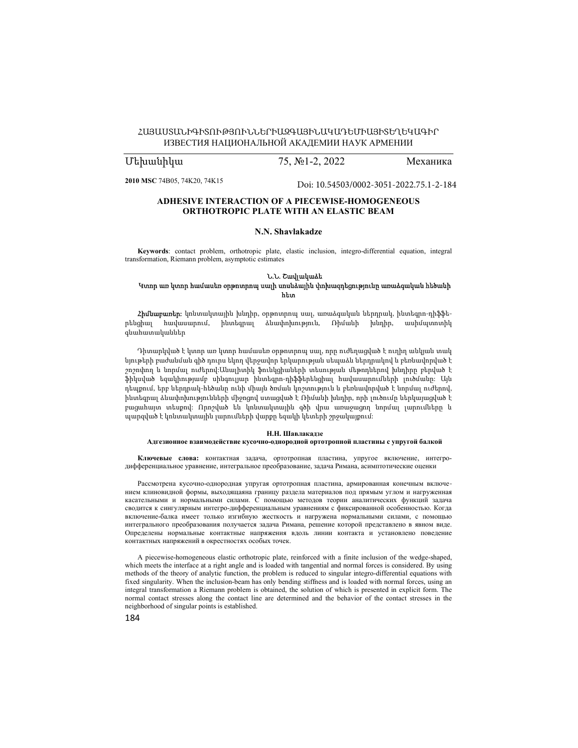ՀԱՅԱՍՏԱՆԻԳԻՏՈՒԹՅՈՒՆՆԵՐԻԱԶԳԱՅԻՆԱԿԱԴԵՄԻԱՅԻՏԵՂԵԿԱԳԻՐ
ИЗВЕСТИЯ НАЦИОНАЛЬНОЙ АКАДЕМИИ НАУК АРМЕНИИ

Մեխանիկա 75, №1-2, 2022 Механика

**2010 MSC** 74B05, 74K20, 74K15

Doi: 10.54503/0002-3051-2022.75.1-2-184

# ADHESIVE INTERACTION OF A PIECEWISE-HOMOGENEOUS ORTHOTROPIC PLATE WITH AN ELASTIC BEAM

## N.N. Shavlakadze

**Keywords**: contact problem, orthotropic plate, elastic inclusion, integro-differential equation, integral transformation, Riemann problem, asymptotic estimates

### Ն.Ն. Շավլակաձե
### Կտոր առ կտոր համասեռ օրթոտրոպ սալի սոսնձային փոխազդեցությունը առաձգական հեծանի հետ

**Հիմնաբառեր:** կոնտակտային խնդիր, օրթոտրոպ սալ, առաձգական ներդրակ, ինտեգրո-դիֆֆերենցիալ հավասարում, ինտեգրալ ձևափոխություն, Ռիմանի խնդիր, ասիմպտոտիկ գնահատականներ

Դիտարկված է կտոր առ կտոր համասեռ օրթոտրոպ սալ, որը ուժեղացված է ուղիղ անկյան տակ նյութերի բաժանման գիծ դուրս եկող վերջավոր երկարության սեպաձև ներդրակով և բեռնավորված է շոշափող և նորմալ ուժերով:Անալիտիկ ֆունկցիաների տեսության մեթոդներով խնդիրը բերված է ֆիկսված եզակիությամբ սինգուլյար ինտեգրո-դիֆֆերենցիալ հավասարումների լուծմանը: Այն դեպքում, երբ ներդրակ-հեծանը ունի միայն ծռման կոշտություն և բեռնավորված է նորմալ ուժերով, ինտեգրալ ձևափոխությունների միջոցով ստացված է Ռիմանի խնդիր, որի լուծումը ներկայացված է բացահայտ տեսքով: Որոշված են կոնտակտային գծի վրա առաջացող նորմալ լարումները և պարզված է կոնտակտային լարումների վարքը եզակի կետերի շրջակայքում:

### Н.Н. Шавлакадзе
### Адгезионное взаимодействие кусочно-однородной ортотропной пластины с упругой балкой

**Ключевые слова:** контактная задача, ортотропная пластина, упругое включение, интегро-дифференциальное уравнение, интегральное преобразование, задача Римана, асимптотические оценки

Рассмотрена кусочно-однородная упругая ортотропная пластина, армированная конечным включением клиновидной формы, выходящаяна границу раздела материалов под прямым углом и нагруженная касательными и нормальными силами. С помощью методов теории аналитических функций задача сводится к сингулярным интегро-дифференциальным уравнениям с фиксированной особенностью. Когда включение-балка имеет только изгибную жесткость и нагружена нормальными силами, с помощью интегрального преобразования получается задача Римана, решение которой представлено в явном виде. Определены нормальные контактные напряжения вдоль линии контакта и установлено поведение контактных напряжений в окрестностях особых точек.

A piecewise-homogeneous elastic orthotropic plate, reinforced with a finite inclusion of the wedge-shaped, which meets the interface at a right angle and is loaded with tangential and normal forces is considered. By using methods of the theory of analytic function, the problem is reduced to singular integro-differential equations with fixed singularity. When the inclusion-beam has only bending stiffness and is loaded with normal forces, using an integral transformation a Riemann problem is obtained, the solution of which is presented in explicit form. The normal contact stresses along the contact line are determined and the behavior of the contact stresses in the neighborhood of singular points is established.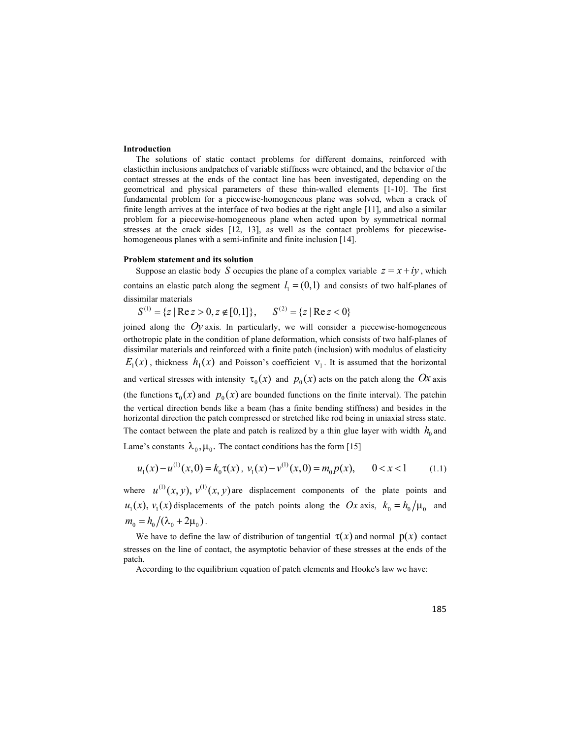**Introduction**

The solutions of static contact problems for different domains, reinforced with elasticthin inclusions andpatches of variable stiffness were obtained, and the behavior of the contact stresses at the ends of the contact line has been investigated, depending on the geometrical and physical parameters of these thin-walled elements [1-10]. The first fundamental problem for a piecewise-homogeneous plane was solved, when a crack of finite length arrives at the interface of two bodies at the right angle [11], and also a similar problem for a piecewise-homogeneous plane when acted upon by symmetrical normal stresses at the crack sides [12, 13], as well as the contact problems for piecewise-homogeneous planes with a semi-infinite and finite inclusion [14].

**Problem statement and its solution**

Suppose an elastic body $S$ occupies the plane of a complex variable $z = x + iy$, which contains an elastic patch along the segment $l_1 = (0,1)$ and consists of two half-planes of dissimilar materials

$$S^{(1)} = \{z \mid \operatorname{Re} z > 0, z \notin [0,1]\}, \qquad S^{(2)} = \{z \mid \operatorname{Re} z < 0\}$$

joined along the $Oy$ axis. In particularly, we will consider a piecewise-homogeneous orthotropic plate in the condition of plane deformation, which consists of two half-planes of dissimilar materials and reinforced with a finite patch (inclusion) with modulus of elasticity $E_1(x)$, thickness $h_1(x)$ and Poisson's coefficient $\nu_1$. It is assumed that the horizontal and vertical stresses with intensity $\tau_0(x)$ and $p_0(x)$ acts on the patch along the $Ox$ axis (the functions $\tau_0(x)$ and $p_0(x)$ are bounded functions on the finite interval). The patchin the vertical direction bends like a beam (has a finite bending stiffness) and besides in the horizontal direction the patch compressed or stretched like rod being in uniaxial stress state. The contact between the plate and patch is realized by a thin glue layer with width $h_0$ and Lame's constants $\lambda_0, \mu_0$. The contact conditions has the form [15]

$$u_1(x) - u^{(1)}(x,0) = k_0 \tau(x), \; v_1(x) - v^{(1)}(x,0) = m_0 p(x), \qquad 0 < x < 1 \tag{1.1}$$

where $u^{(1)}(x,y), v^{(1)}(x,y)$ are displacement components of the plate points and $u_1(x), v_1(x)$ displacements of the patch points along the $Ox$ axis, $k_0 = h_0/\mu_0$ and $m_0 = h_0/(\lambda_0 + 2\mu_0)$.

We have to define the law of distribution of tangential $\tau(x)$ and normal $p(x)$ contact stresses on the line of contact, the asymptotic behavior of these stresses at the ends of the patch.

According to the equilibrium equation of patch elements and Hooke's law we have: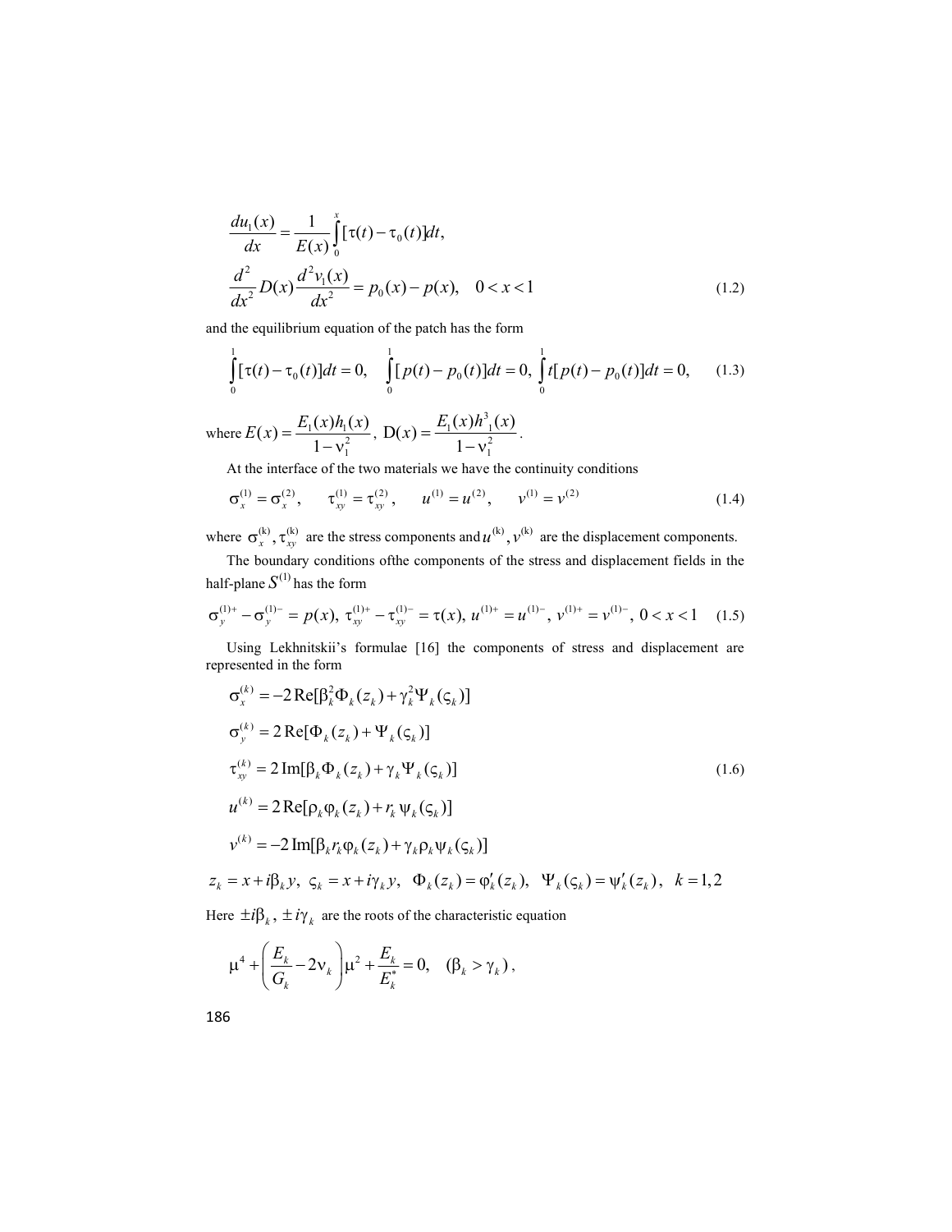$$
\frac{du_1(x)}{dx} = \frac{1}{E(x)}\int_0^x [\tau(t) - \tau_0(t)]dt,
$$

$$
\frac{d^2}{dx^2} D(x) \frac{d^2 v_1(x)}{dx^2} = p_0(x) - p(x), \quad 0 < x < 1 \tag{1.2}
$$

and the equilibrium equation of the patch has the form

$$
\int_0^1 [\tau(t) - \tau_0(t)]dt = 0, \quad \int_0^1 [p(t) - p_0(t)]dt = 0, \quad \int_0^1 t[p(t) - p_0(t)]dt = 0, \tag{1.3}
$$

where $E(x) = \dfrac{E_1(x)h_1(x)}{1-\nu_1^2}$, $D(x) = \dfrac{E_1(x)h^3{}_1(x)}{1-\nu_1^2}$.

At the interface of the two materials we have the continuity conditions

$$
\sigma_x^{(1)} = \sigma_x^{(2)}, \qquad \tau_{xy}^{(1)} = \tau_{xy}^{(2)}, \qquad u^{(1)} = u^{(2)}, \qquad v^{(1)} = v^{(2)} \tag{1.4}
$$

where $\sigma_x^{(k)}, \tau_{xy}^{(k)}$ are the stress components and $u^{(k)}, v^{(k)}$ are the displacement components.

The boundary conditions ofthe components of the stress and displacement fields in the half-plane $S^{(1)}$ has the form

$$
\sigma_y^{(1)+} - \sigma_y^{(1)-} = p(x), \; \tau_{xy}^{(1)+} - \tau_{xy}^{(1)-} = \tau(x), \; u^{(1)+} = u^{(1)-}, \; v^{(1)+} = v^{(1)-}, \; 0 < x < 1 \tag{1.5}
$$

Using Lekhnitskii's formulae [16] the components of stress and displacement are represented in the form

$$
\begin{aligned}
&\sigma_x^{(k)} = -2\,\mathrm{Re}[\beta_k^2 \Phi_k(z_k) + \gamma_k^2 \Psi_k(\varsigma_k)] \\
&\sigma_y^{(k)} = 2\,\mathrm{Re}[\Phi_k(z_k) + \Psi_k(\varsigma_k)] \\
&\tau_{xy}^{(k)} = 2\,\mathrm{Im}[\beta_k \Phi_k(z_k) + \gamma_k \Psi_k(\varsigma_k)] \\
&u^{(k)} = 2\,\mathrm{Re}[\rho_k \varphi_k(z_k) + r_k\, \psi_k(\varsigma_k)] \\
&v^{(k)} = -2\,\mathrm{Im}[\beta_k r_k \varphi_k(z_k) + \gamma_k \rho_k \psi_k(\varsigma_k)]
\end{aligned} \tag{1.6}
$$

$$
z_k = x + i\beta_k y, \;\; \varsigma_k = x + i\gamma_k y, \;\; \Phi_k(z_k) = \varphi_k'(z_k), \;\; \Psi_k(\varsigma_k) = \psi_k'(z_k), \;\; k = 1,2
$$

Here $\pm i\beta_k$, $\pm i\gamma_k$ are the roots of the characteristic equation

$$
\mu^4 + \left(\frac{E_k}{G_k} - 2\nu_k\right)\mu^2 + \frac{E_k}{E_k^*} = 0, \quad (\beta_k > \gamma_k),
$$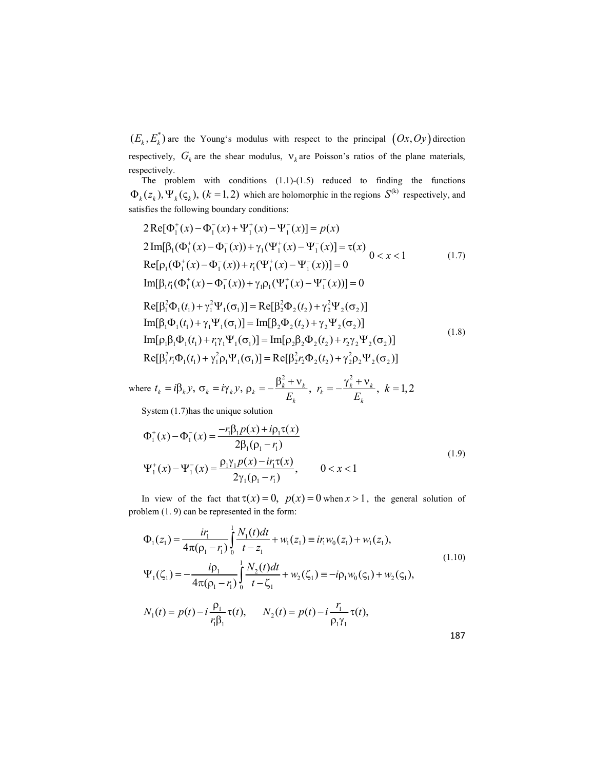$(E_k, E_k^*)$ are the Young's modulus with respect to the principal $(Ox, Oy)$ direction respectively, $G_k$ are the shear modulus, $\nu_k$ are Poisson's ratios of the plane materials, respectively.

The problem with conditions (1.1)-(1.5) reduced to finding the functions $\Phi_k(z_k), \Psi_k(\varsigma_k), (k=1,2)$ which are holomorphic in the regions $S^{(k)}$ respectively, and satisfies the following boundary conditions:

$$
\begin{aligned}
&2\operatorname{Re}[\Phi_1^+(x)-\Phi_1^-(x)+\Psi_1^+(x)-\Psi_1^-(x)] = p(x) \\
&2\operatorname{Im}[\beta_1(\Phi_1^+(x)-\Phi_1^-(x))+\gamma_1(\Psi_1^+(x)-\Psi_1^-(x)] = \tau(x) \\
&\operatorname{Re}[\rho_1(\Phi_1^+(x)-\Phi_1^-(x))+r_1(\Psi_1^+(x)-\Psi_1^-(x))] = 0 \\
&\operatorname{Im}[\beta_1 r_1(\Phi_1^+(x)-\Phi_1^-(x))+\gamma_1\rho_1(\Psi_1^+(x)-\Psi_1^-(x))] = 0
\end{aligned}
\qquad 0<x<1 \tag{1.7}
$$

$$
\begin{aligned}
&\operatorname{Re}[\beta_1^2\Phi_1(t_1)+\gamma_1^2\Psi_1(\sigma_1)] = \operatorname{Re}[\beta_2^2\Phi_2(t_2)+\gamma_2^2\Psi_2(\sigma_2)] \\
&\operatorname{Im}[\beta_1\Phi_1(t_1)+\gamma_1\Psi_1(\sigma_1)] = \operatorname{Im}[\beta_2\Phi_2(t_2)+\gamma_2\Psi_2(\sigma_2)] \\
&\operatorname{Im}[\rho_1\beta_1\Phi_1(t_1)+r_1\gamma_1\Psi_1(\sigma_1)] = \operatorname{Im}[\rho_2\beta_2\Phi_2(t_2)+r_2\gamma_2\Psi_2(\sigma_2)] \\
&\operatorname{Re}[\beta_1^2 r_1\Phi_1(t_1)+\gamma_1^2\rho_1\Psi_1(\sigma_1)] = \operatorname{Re}[\beta_2^2 r_2\Phi_2(t_2)+\gamma_2^2\rho_2\Psi_2(\sigma_2)]
\end{aligned}
\tag{1.8}
$$

where $t_k = i\beta_k y,\ \sigma_k = i\gamma_k y,\ \rho_k = -\dfrac{\beta_k^2+\nu_k}{E_k},\ r_k = -\dfrac{\gamma_k^2+\nu_k}{E_k},\ k=1,2$

System (1.7)has the unique solution

$$
\begin{aligned}
&\Phi_1^+(x)-\Phi_1^-(x) = \frac{-r_1\beta_1 p(x)+i\rho_1\tau(x)}{2\beta_1(\rho_1-r_1)} \\
&\Psi_1^+(x)-\Psi_1^-(x) = \frac{\rho_1\gamma_1 p(x)-ir_1\tau(x)}{2\gamma_1(\rho_1-r_1)}, \qquad 0<x<1
\end{aligned}
\tag{1.9}
$$

In view of the fact that $\tau(x)=0,\ p(x)=0$ when $x>1$, the general solution of problem (1. 9) can be represented in the form:

$$
\begin{aligned}
&\Phi_1(z_1) = \frac{ir_1}{4\pi(\rho_1-r_1)}\int_0^1 \frac{N_1(t)dt}{t-z_1} + w_1(z_1) \equiv ir_1 w_0(z_1)+w_1(z_1), \\
&\Psi_1(\zeta_1) = -\frac{i\rho_1}{4\pi(\rho_1-r_1)}\int_0^1 \frac{N_2(t)dt}{t-\zeta_1} + w_2(\zeta_1) \equiv -i\rho_1 w_0(\varsigma_1)+w_2(\varsigma_1),
\end{aligned}
\tag{1.10}
$$

$$
N_1(t) = p(t) - i\frac{\rho_1}{r_1\beta_1}\tau(t), \qquad N_2(t) = p(t) - i\frac{r_1}{\rho_1\gamma_1}\tau(t),
$$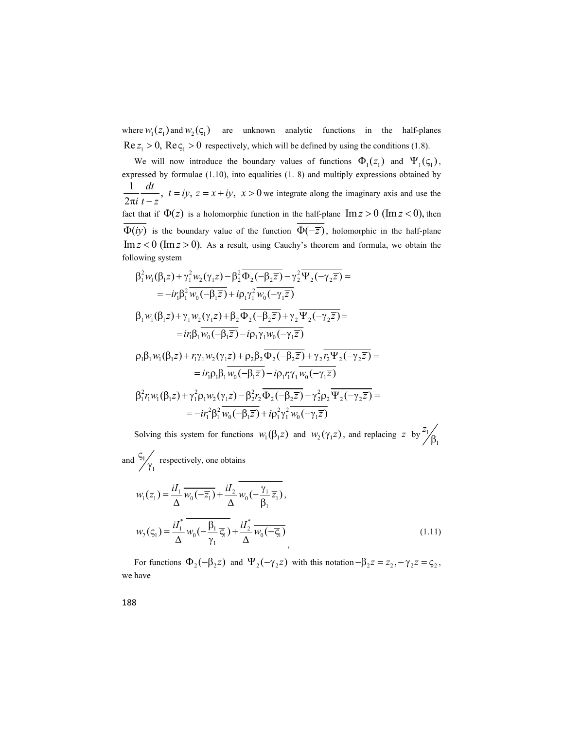where $w_1(z_1)$ and $w_2(\varsigma_1)$ are unknown analytic functions in the half-planes $\operatorname{Re} z_1 > 0,\ \operatorname{Re}\varsigma_1 > 0$ respectively, which will be defined by using the conditions (1.8).

We will now introduce the boundary values of functions $\Phi_1(z_1)$ and $\Psi_1(\varsigma_1)$, expressed by formulae (1.10), into equalities (1. 8) and multiply expressions obtained by $\dfrac{1}{2\pi i}\dfrac{dt}{t-z},\ t = iy,\ z = x+iy,\ x>0$ we integrate along the imaginary axis and use the fact that if $\Phi(z)$ is a holomorphic function in the half-plane $\operatorname{Im} z > 0\ (\operatorname{Im} z < 0),$ then $\overline{\Phi(iy)}$ is the boundary value of the function $\overline{\Phi(-\overline{z})}$, holomorphic in the half-plane $\operatorname{Im} z < 0\ (\operatorname{Im} z > 0).$ As a result, using Cauchy's theorem and formula, we obtain the following system

$$\beta_1^2 w_1(\beta_1 z) + \gamma_1^2 w_2(\gamma_1 z) - \beta_2^2\overline{\Phi_2(-\beta_2\overline{z})} - \gamma_2^2\overline{\Psi_2(-\gamma_2\overline{z})} = $$
$$= -ir_1\beta_1^2\overline{w_0(-\beta_1\overline{z})} + i\rho_1\gamma_1^2\overline{w_0(-\gamma_1\overline{z})}$$

$$\beta_1 w_1(\beta_1 z) + \gamma_1 w_2(\gamma_1 z) + \beta_2\overline{\Phi_2(-\beta_2\overline{z})} + \gamma_2\overline{\Psi_2(-\gamma_2\overline{z})} = $$
$$= ir_1\beta_1\overline{w_0(-\beta_1\overline{z})} - i\rho_1\gamma_1 w_0(-\gamma_1\overline{z})$$

$$\rho_1\beta_1 w_1(\beta_1 z) + r_1\gamma_1 w_2(\gamma_1 z) + \rho_2\beta_2\overline{\Phi_2(-\beta_2\overline{z})} + \gamma_2 r_2\overline{\Psi_2(-\gamma_2\overline{z})} = $$
$$= ir_1\rho_1\beta_1\overline{w_0(-\beta_1\overline{z})} - i\rho_1 r_1\gamma_1\overline{w_0(-\gamma_1\overline{z})}$$

$$\beta_1^2 r_1 w_1(\beta_1 z) + \gamma_1^2\rho_1 w_2(\gamma_1 z) - \beta_2^2 r_2\overline{\Phi_2(-\beta_2\overline{z})} - \gamma_2^2\rho_2\overline{\Psi_2(-\gamma_2\overline{z})} = $$
$$= -ir_1^2\beta_1^2\overline{w_0(-\beta_1\overline{z})} + i\rho_1^2\gamma_1^2\overline{w_0(-\gamma_1\overline{z})}$$

Solving this system for functions $w_1(\beta_1 z)$ and $w_2(\gamma_1 z)$, and replacing $z$ by $z_1/\beta_1$ and $\varsigma_1/\gamma_1$ respectively, one obtains

$$w_1(z_1) = \frac{iI_1}{\Delta}\overline{w_0(-\overline{z}_1)} + \frac{iI_2}{\Delta}\overline{w_0(-\frac{\gamma_1}{\beta_1}\overline{z}_1)},$$

$$w_2(\varsigma_1) = \frac{iI_1^*}{\Delta}\overline{w_0(-\frac{\beta_1}{\gamma_1}\overline{\varsigma}_1)} + \frac{iI_2^*}{\Delta}\overline{w_0(-\overline{\varsigma}_1)} \tag{1.11}$$

,

For functions $\Phi_2(-\beta_2 z)$ and $\Psi_2(-\gamma_2 z)$ with this notation $-\beta_2 z = z_2, -\gamma_2 z = \varsigma_2$, we have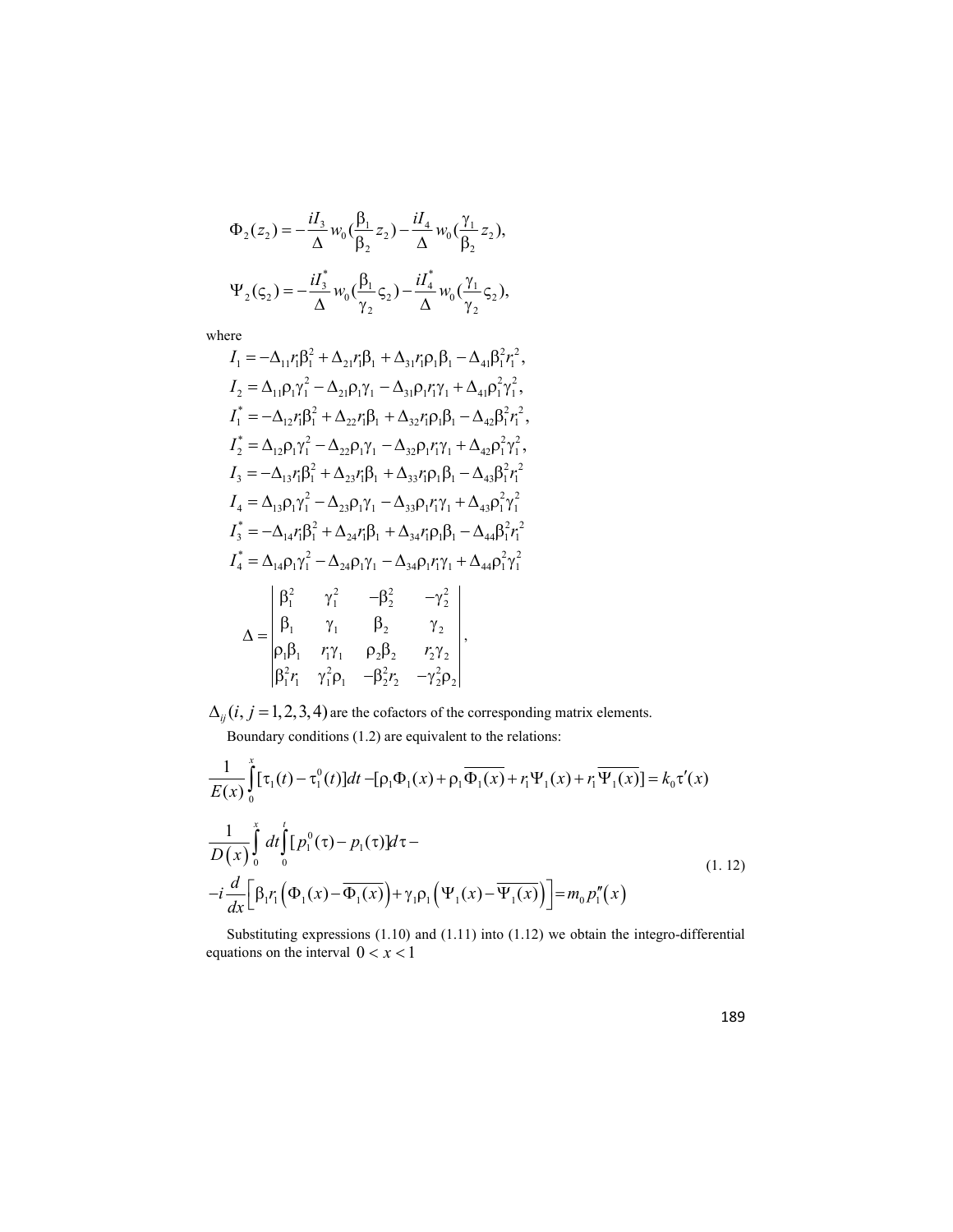$$\Phi_2(z_2) = -\frac{iI_3}{\Delta} w_0(\frac{\beta_1}{\beta_2} z_2) - \frac{iI_4}{\Delta} w_0(\frac{\gamma_1}{\beta_2} z_2),$$

$$\Psi_2(\varsigma_2) = -\frac{iI_3^*}{\Delta} w_0(\frac{\beta_1}{\gamma_2} \varsigma_2) - \frac{iI_4^*}{\Delta} w_0(\frac{\gamma_1}{\gamma_2} \varsigma_2),$$

where

$$I_1 = -\Delta_{11} r_1 \beta_1^2 + \Delta_{21} r_1 \beta_1 + \Delta_{31} r_1 \rho_1 \beta_1 - \Delta_{41} \beta_1^2 r_1^2,$$

$$I_2 = \Delta_{11} \rho_1 \gamma_1^2 - \Delta_{21} \rho_1 \gamma_1 - \Delta_{31} \rho_1 r_1 \gamma_1 + \Delta_{41} \rho_1^2 \gamma_1^2,$$

$$I_1^* = -\Delta_{12} r_1 \beta_1^2 + \Delta_{22} r_1 \beta_1 + \Delta_{32} r_1 \rho_1 \beta_1 - \Delta_{42} \beta_1^2 r_1^2,$$

$$I_2^* = \Delta_{12} \rho_1 \gamma_1^2 - \Delta_{22} \rho_1 \gamma_1 - \Delta_{32} \rho_1 r_1 \gamma_1 + \Delta_{42} \rho_1^2 \gamma_1^2,$$

$$I_3 = -\Delta_{13} r_1 \beta_1^2 + \Delta_{23} r_1 \beta_1 + \Delta_{33} r_1 \rho_1 \beta_1 - \Delta_{43} \beta_1^2 r_1^2$$

$$I_4 = \Delta_{13} \rho_1 \gamma_1^2 - \Delta_{23} \rho_1 \gamma_1 - \Delta_{33} \rho_1 r_1 \gamma_1 + \Delta_{43} \rho_1^2 \gamma_1^2$$

$$I_3^* = -\Delta_{14} r_1 \beta_1^2 + \Delta_{24} r_1 \beta_1 + \Delta_{34} r_1 \rho_1 \beta_1 - \Delta_{44} \beta_1^2 r_1^2$$

$$I_4^* = \Delta_{14} \rho_1 \gamma_1^2 - \Delta_{24} \rho_1 \gamma_1 - \Delta_{34} \rho_1 r_1 \gamma_1 + \Delta_{44} \rho_1^2 \gamma_1^2$$

$$\Delta = \begin{vmatrix} \beta_1^2 & \gamma_1^2 & -\beta_2^2 & -\gamma_2^2 \\ \beta_1 & \gamma_1 & \beta_2 & \gamma_2 \\ \rho_1\beta_1 & r_1\gamma_1 & \rho_2\beta_2 & r_2\gamma_2 \\ \beta_1^2 r_1 & \gamma_1^2 \rho_1 & -\beta_2^2 r_2 & -\gamma_2^2 \rho_2 \end{vmatrix},$$

$\Delta_{ij}(i, j = 1,2,3,4)$ are the cofactors of the corresponding matrix elements.

Boundary conditions (1.2) are equivalent to the relations:

$$\frac{1}{E(x)} \int_0^x [\tau_1(t) - \tau_1^0(t)]dt - [\rho_1 \Phi_1(x) + \rho_1 \overline{\Phi_1(x)} + r_1 \Psi_1(x) + r_1 \overline{\Psi_1(x)}] = k_0 \tau'(x)$$

$$\begin{aligned} &\frac{1}{D(x)} \int_0^x dt \int_0^t [p_1^0(\tau) - p_1(\tau)]d\tau - \\ &-i\frac{d}{dx}\left[\beta_1 r_1 \left(\Phi_1(x) - \overline{\Phi_1(x)}\right) + \gamma_1 \rho_1 \left(\Psi_1(x) - \overline{\Psi_1(x)}\right)\right] = m_0 p_1''(x) \end{aligned} \tag{1. 12}$$

Substituting expressions (1.10) and (1.11) into (1.12) we obtain the integro-differential equations on the interval $0 < x < 1$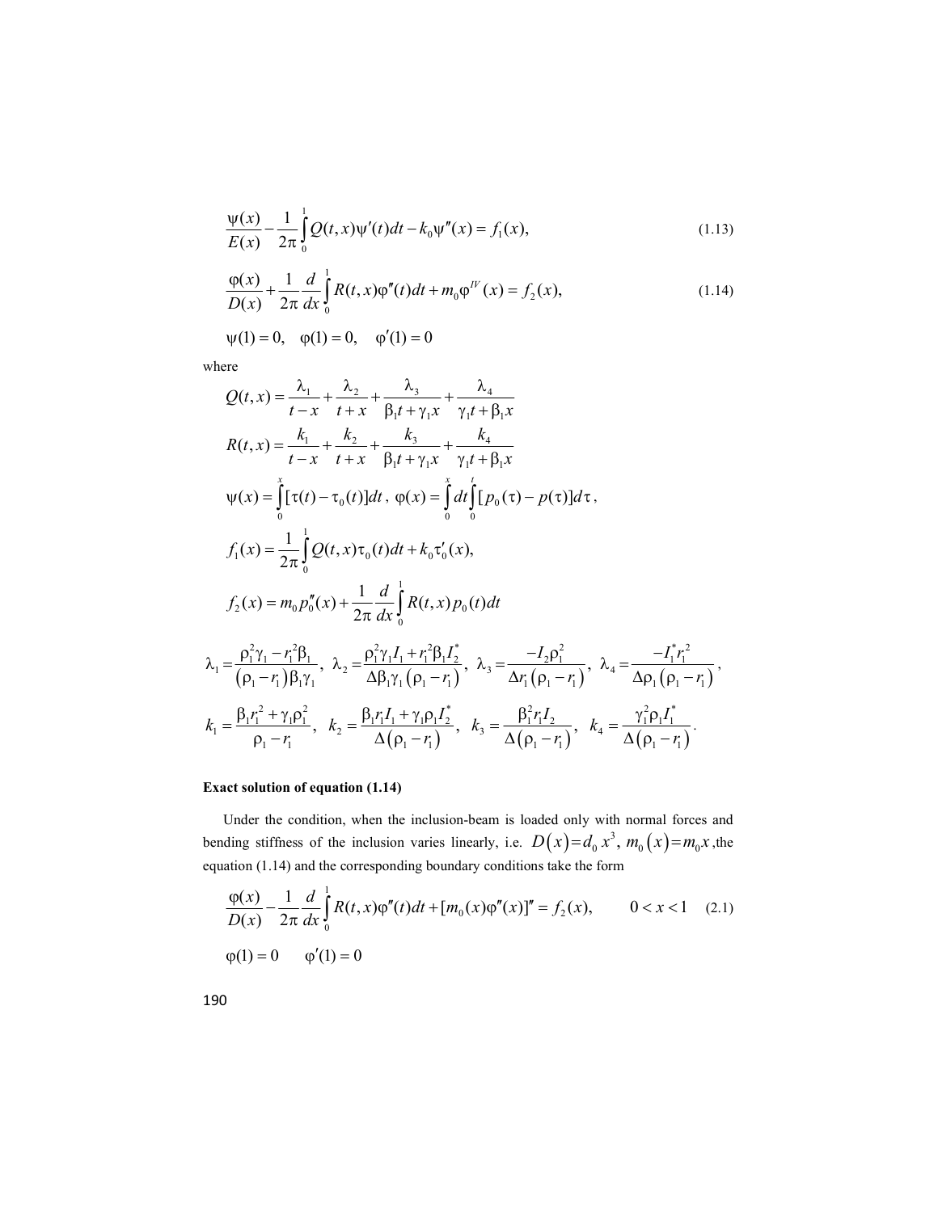$$\frac{\psi(x)}{E(x)} - \frac{1}{2\pi}\int_0^1 Q(t,x)\psi'(t)dt - k_0\psi''(x) = f_1(x), \tag{1.13}$$

$$\frac{\varphi(x)}{D(x)} + \frac{1}{2\pi}\frac{d}{dx}\int_0^1 R(t,x)\varphi''(t)dt + m_0\varphi^{IV}(x) = f_2(x), \tag{1.14}$$

$$\psi(1)=0, \quad \varphi(1)=0, \quad \varphi'(1)=0$$

where

$$Q(t,x) = \frac{\lambda_1}{t-x} + \frac{\lambda_2}{t+x} + \frac{\lambda_3}{\beta_1 t + \gamma_1 x} + \frac{\lambda_4}{\gamma_1 t + \beta_1 x}$$

$$R(t,x) = \frac{k_1}{t-x} + \frac{k_2}{t+x} + \frac{k_3}{\beta_1 t + \gamma_1 x} + \frac{k_4}{\gamma_1 t + \beta_1 x}$$

$$\psi(x) = \int_0^x [\tau(t) - \tau_0(t)]dt\,, \quad \varphi(x) = \int_0^x dt \int_0^t [p_0(\tau) - p(\tau)]d\tau\,,$$

$$f_1(x) = \frac{1}{2\pi}\int_0^1 Q(t,x)\tau_0(t)dt + k_0\tau_0'(x),$$

$$f_2(x) = m_0 p_0''(x) + \frac{1}{2\pi}\frac{d}{dx}\int_0^1 R(t,x)p_0(t)dt$$

$$\lambda_1 = \frac{\rho_1^2\gamma_1 - r_1^2\beta_1}{(\rho_1 - r_1)\beta_1\gamma_1}, \quad \lambda_2 = \frac{\rho_1^2\gamma_1 I_1 + r_1^2\beta_1 I_2^*}{\Delta\beta_1\gamma_1(\rho_1 - r_1)}, \quad \lambda_3 = \frac{-I_2\rho_1^2}{\Delta r_1(\rho_1 - r_1)}, \quad \lambda_4 = \frac{-I_1^* r_1^2}{\Delta\rho_1(\rho_1 - r_1)},$$

$$k_1 = \frac{\beta_1 r_1^2 + \gamma_1\rho_1^2}{\rho_1 - r_1}, \quad k_2 = \frac{\beta_1 r_1 I_1 + \gamma_1\rho_1 I_2^*}{\Delta(\rho_1 - r_1)}, \quad k_3 = \frac{\beta_1^2 r_1 I_2}{\Delta(\rho_1 - r_1)}, \quad k_4 = \frac{\gamma_1^2\rho_1 I_1^*}{\Delta(\rho_1 - r_1)}.$$

**Exact solution of equation (1.14)**

Under the condition, when the inclusion-beam is loaded only with normal forces and bending stiffness of the inclusion varies linearly, i.e. $D(x) = d_0 x^3$, $m_0(x) = m_0 x$, the equation (1.14) and the corresponding boundary conditions take the form

$$\frac{\varphi(x)}{D(x)} - \frac{1}{2\pi}\frac{d}{dx}\int_0^1 R(t,x)\varphi''(t)dt + [m_0(x)\varphi''(x)]'' = f_2(x), \qquad 0 < x < 1 \tag{2.1}$$

$$\varphi(1)=0 \qquad \varphi'(1)=0$$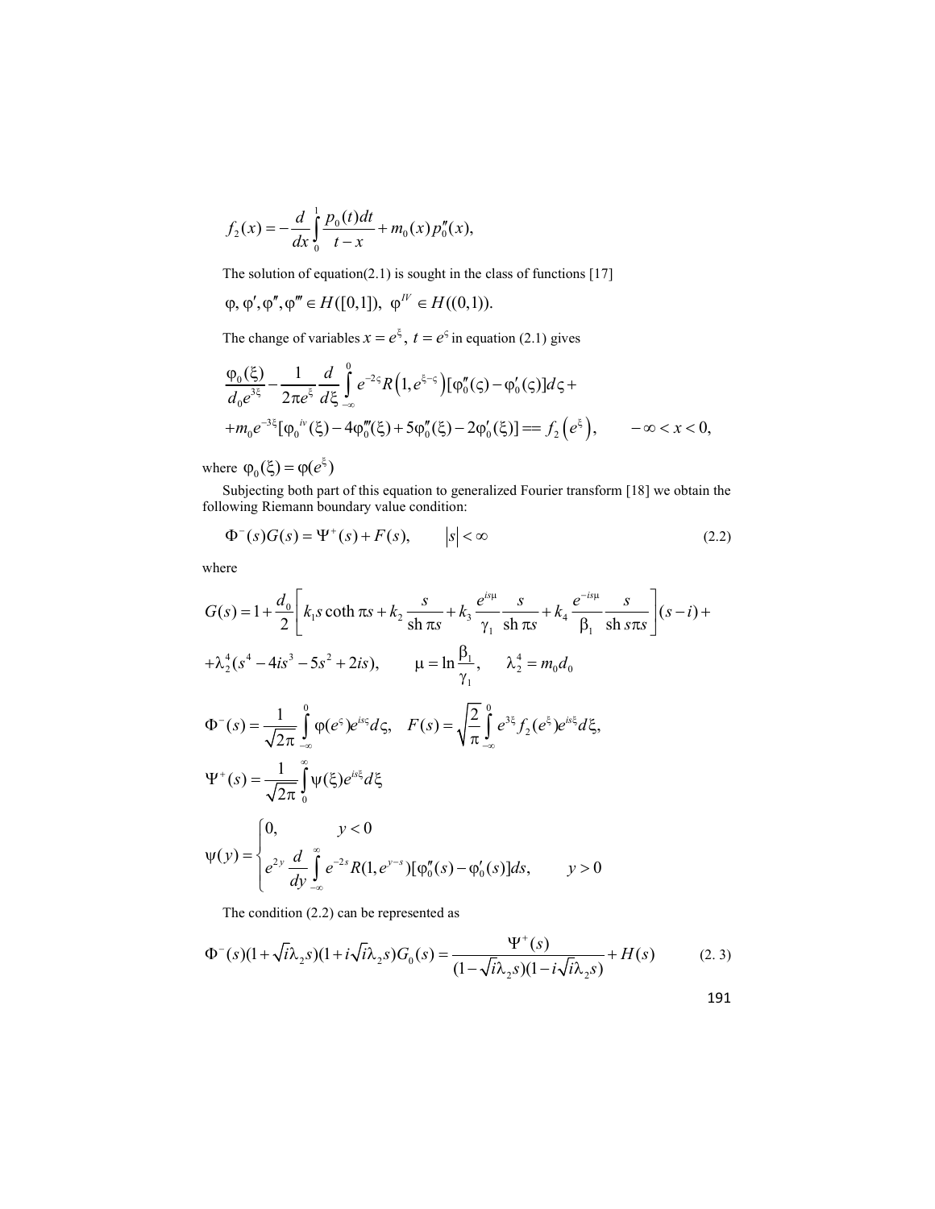$$f_2(x) = -\frac{d}{dx}\int_0^1 \frac{p_0(t)dt}{t-x} + m_0(x)p_0''(x),$$

The solution of equation(2.1) is sought in the class of functions [17]

$$\varphi, \varphi', \varphi'', \varphi''' \in H([0,1]), \ \varphi^{IV} \in H((0,1)).$$

The change of variables $x = e^{\xi}$, $t = e^{\varsigma}$ in equation (2.1) gives

$$\frac{\varphi_0(\xi)}{d_0 e^{3\xi}} - \frac{1}{2\pi e^{\xi}}\frac{d}{d\xi}\int_{-\infty}^{0} e^{-2\varsigma} R\left(1, e^{\xi-\varsigma}\right)[\varphi_0''(\varsigma) - \varphi_0'(\varsigma)]d\varsigma +$$
$$+ m_0 e^{-3\xi}[\varphi_0^{\,iv}(\xi) - 4\varphi_0'''(\xi) + 5\varphi_0''(\xi) - 2\varphi_0'(\xi)] == f_2\left(e^{\xi}\right), \qquad -\infty < x < 0,$$

where $\varphi_0(\xi) = \varphi(e^{\xi})$

Subjecting both part of this equation to generalized Fourier transform [18] we obtain the following Riemann boundary value condition:

$$\Phi^-(s)G(s) = \Psi^+(s) + F(s), \qquad |s| < \infty \tag{2.2}$$

where

$$G(s) = 1 + \frac{d_0}{2}\left[k_1 s \coth \pi s + k_2 \frac{s}{\operatorname{sh} \pi s} + k_3 \frac{e^{is\mu}}{\gamma_1}\frac{s}{\operatorname{sh} \pi s} + k_4 \frac{e^{-is\mu}}{\beta_1}\frac{s}{\operatorname{sh} s\pi s}\right](s-i) +$$
$$+ \lambda_2^4(s^4 - 4is^3 - 5s^2 + 2is), \qquad \mu = \ln\frac{\beta_1}{\gamma_1}, \qquad \lambda_2^4 = m_0 d_0$$

$$\Phi^-(s) = \frac{1}{\sqrt{2\pi}}\int_{-\infty}^{0} \varphi(e^{\varsigma})e^{is\varsigma}d\varsigma, \quad F(s) = \sqrt{\frac{2}{\pi}}\int_{-\infty}^{0} e^{3\xi} f_2(e^{\xi})e^{is\xi}d\xi,$$

$$\Psi^+(s) = \frac{1}{\sqrt{2\pi}}\int_0^{\infty} \psi(\xi)e^{is\xi}d\xi$$

$$\psi(y) = \begin{cases} 0, & y < 0 \\ e^{2y}\dfrac{d}{dy}\displaystyle\int_{-\infty}^{\infty} e^{-2s}R(1, e^{y-s})[\varphi_0''(s) - \varphi_0'(s)]ds, & y > 0 \end{cases}$$

The condition (2.2) can be represented as

$$\Phi^-(s)(1 + \sqrt{i}\lambda_2 s)(1 + i\sqrt{i}\lambda_2 s)G_0(s) = \frac{\Psi^+(s)}{(1 - \sqrt{i}\lambda_2 s)(1 - i\sqrt{i}\lambda_2 s)} + H(s) \tag{2. 3}$$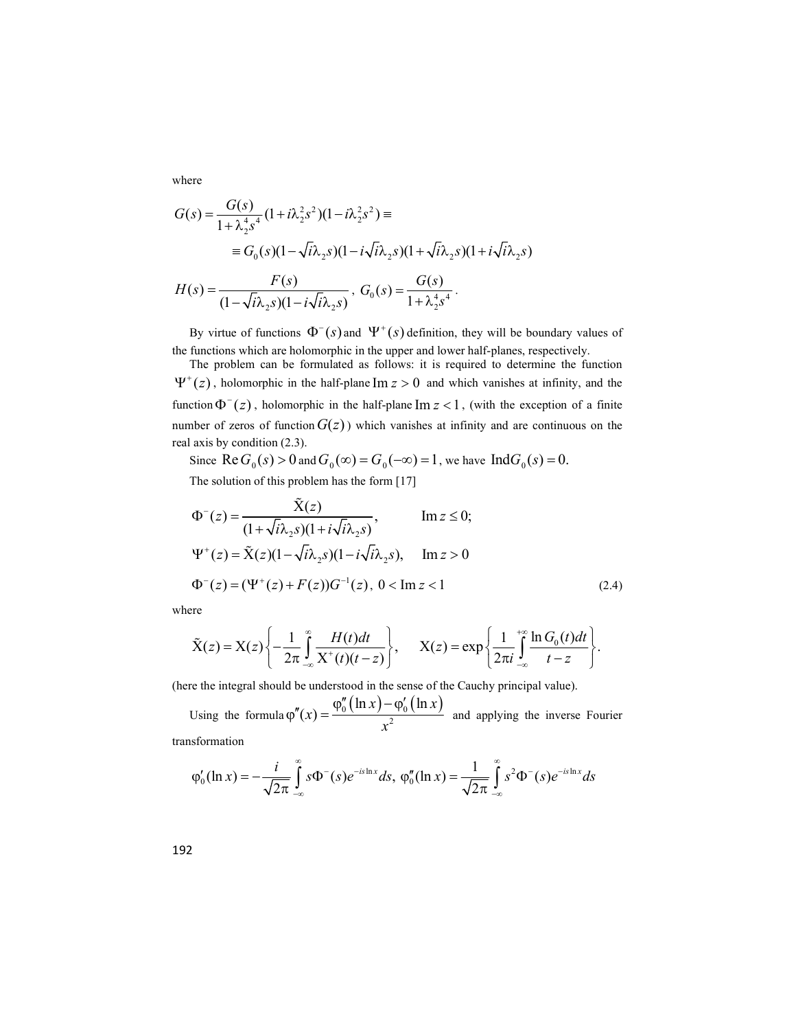where

$$G(s) = \frac{G(s)}{1+\lambda_2^4 s^4}(1+i\lambda_2^2 s^2)(1-i\lambda_2^2 s^2) \equiv$$

$$\equiv G_0(s)(1-\sqrt{i}\lambda_2 s)(1-i\sqrt{i}\lambda_2 s)(1+\sqrt{i}\lambda_2 s)(1+i\sqrt{i}\lambda_2 s)$$

$$H(s) = \frac{F(s)}{(1-\sqrt{i}\lambda_2 s)(1-i\sqrt{i}\lambda_2 s)}, \; G_0(s) = \frac{G(s)}{1+\lambda_2^4 s^4}.$$

By virtue of functions $\Phi^-(s)$ and $\Psi^+(s)$ definition, they will be boundary values of the functions which are holomorphic in the upper and lower half-planes, respectively.

The problem can be formulated as follows: it is required to determine the function $\Psi^+(z)$, holomorphic in the half-plane $\operatorname{Im} z > 0$ and which vanishes at infinity, and the function $\Phi^-(z)$, holomorphic in the half-plane $\operatorname{Im} z < 1$, (with the exception of a finite number of zeros of function $G(z)$) which vanishes at infinity and are continuous on the real axis by condition (2.3).

Since $\operatorname{Re} G_0(s) > 0$ and $G_0(\infty) = G_0(-\infty) = 1$, we have $\operatorname{Ind} G_0(s) = 0.$

The solution of this problem has the form [17]

$$\Phi^-(z) = \frac{\tilde{X}(z)}{(1+\sqrt{i}\lambda_2 s)(1+i\sqrt{i}\lambda_2 s)}, \qquad \operatorname{Im} z \le 0;$$

$$\Psi^+(z) = \tilde{X}(z)(1-\sqrt{i}\lambda_2 s)(1-i\sqrt{i}\lambda_2 s), \quad \operatorname{Im} z > 0$$

$$\Phi^-(z) = (\Psi^+(z) + F(z))G^{-1}(z), \; 0 < \operatorname{Im} z < 1 \tag{2.4}$$

where

$$\tilde{X}(z) = X(z)\left\{-\frac{1}{2\pi}\int_{-\infty}^{\infty}\frac{H(t)dt}{X^+(t)(t-z)}\right\}, \qquad X(z) = \exp\left\{\frac{1}{2\pi i}\int_{-\infty}^{+\infty}\frac{\ln G_0(t)dt}{t-z}\right\}.$$

(here the integral should be understood in the sense of the Cauchy principal value).

Using the formula $\varphi''(x) = \dfrac{\varphi_0''(\ln x) - \varphi_0'(\ln x)}{x^2}$ and applying the inverse Fourier transformation

$$\varphi_0'(\ln x) = -\frac{i}{\sqrt{2\pi}}\int_{-\infty}^{\infty} s\Phi^-(s)e^{-is\ln x}ds, \; \varphi_0''(\ln x) = \frac{1}{\sqrt{2\pi}}\int_{-\infty}^{\infty} s^2\Phi^-(s)e^{-is\ln x}ds$$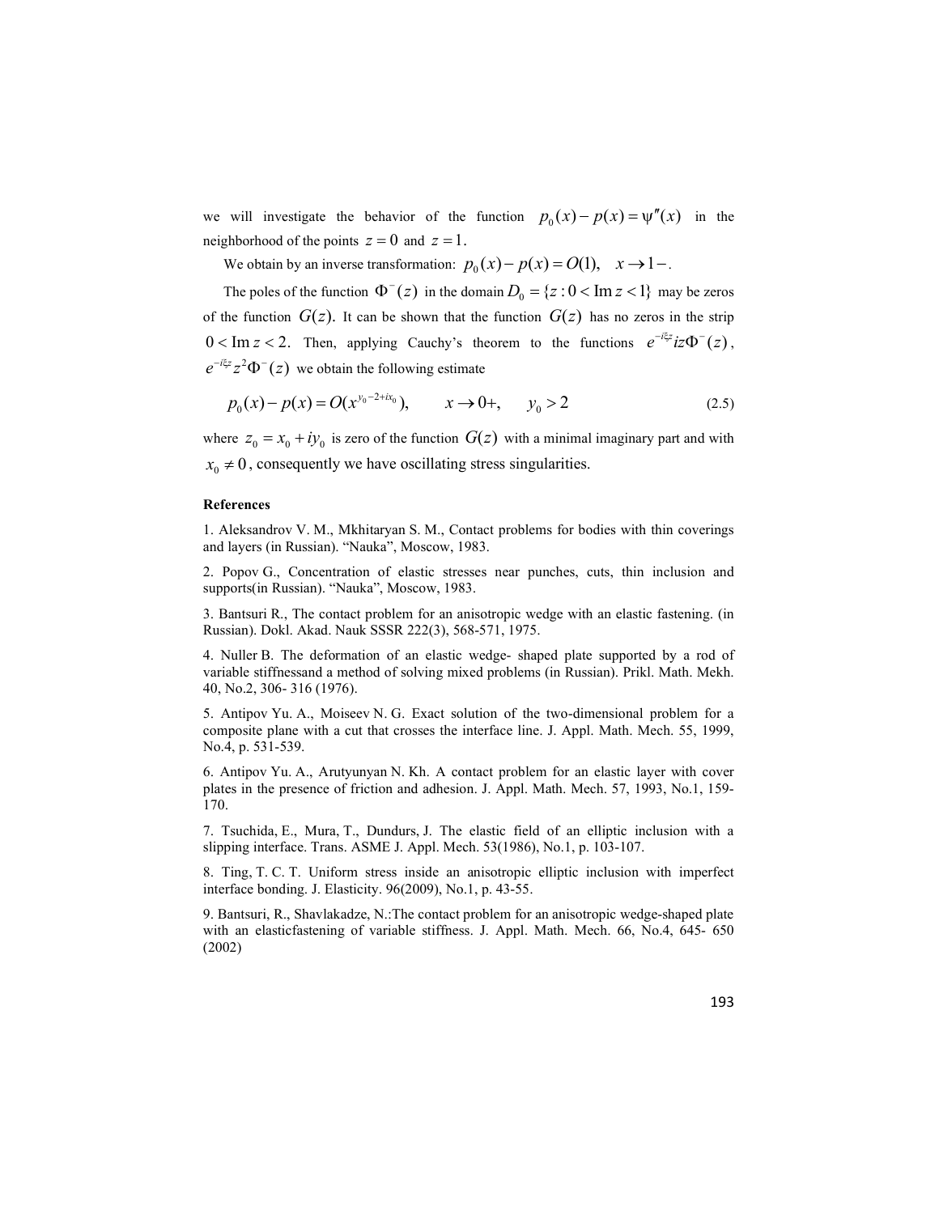we will investigate the behavior of the function $p_0(x) - p(x) = \psi''(x)$ in the neighborhood of the points $z = 0$ and $z = 1$.

We obtain by an inverse transformation: $p_0(x) - p(x) = O(1), \quad x \to 1-$.

The poles of the function $\Phi^-(z)$ in the domain $D_0 = \{z : 0 < \operatorname{Im} z < 1\}$ may be zeros of the function $G(z)$. It can be shown that the function $G(z)$ has no zeros in the strip $0 < \operatorname{Im} z < 2$. Then, applying Cauchy's theorem to the functions $e^{-i\xi z} iz\Phi^-(z)$, $e^{-i\xi z} z^2 \Phi^-(z)$ we obtain the following estimate

$$p_0(x) - p(x) = O(x^{y_0 - 2 + ix_0}), \qquad x \to 0+, \qquad y_0 > 2 \tag{2.5}$$

where $z_0 = x_0 + iy_0$ is zero of the function $G(z)$ with a minimal imaginary part and with $x_0 \neq 0$, consequently we have oscillating stress singularities.

**References**

1. Aleksandrov V. M., Mkhitaryan S. M., Contact problems for bodies with thin coverings and layers (in Russian). "Nauka", Moscow, 1983.

2. Popov G., Concentration of elastic stresses near punches, cuts, thin inclusion and supports(in Russian). "Nauka", Moscow, 1983.

3. Bantsuri R., The contact problem for an anisotropic wedge with an elastic fastening. (in Russian). Dokl. Akad. Nauk SSSR 222(3), 568-571, 1975.

4. Nuller B. The deformation of an elastic wedge- shaped plate supported by a rod of variable stiffnessand a method of solving mixed problems (in Russian). Prikl. Math. Mekh. 40, No.2, 306- 316 (1976).

5. Antipov Yu. A., Moiseev N. G. Exact solution of the two-dimensional problem for a composite plane with a cut that crosses the interface line. J. Appl. Math. Mech. 55, 1999, No.4, p. 531-539.

6. Antipov Yu. A., Arutyunyan N. Kh. A contact problem for an elastic layer with cover plates in the presence of friction and adhesion. J. Appl. Math. Mech. 57, 1993, No.1, 159-170.

7. Tsuchida, E., Mura, T., Dundurs, J. The elastic field of an elliptic inclusion with a slipping interface. Trans. ASME J. Appl. Mech. 53(1986), No.1, p. 103-107.

8. Ting, T. C. T. Uniform stress inside an anisotropic elliptic inclusion with imperfect interface bonding. J. Elasticity. 96(2009), No.1, p. 43-55.

9. Bantsuri, R., Shavlakadze, N.:The contact problem for an anisotropic wedge-shaped plate with an elasticfastening of variable stiffness. J. Appl. Math. Mech. 66, No.4, 645- 650 (2002)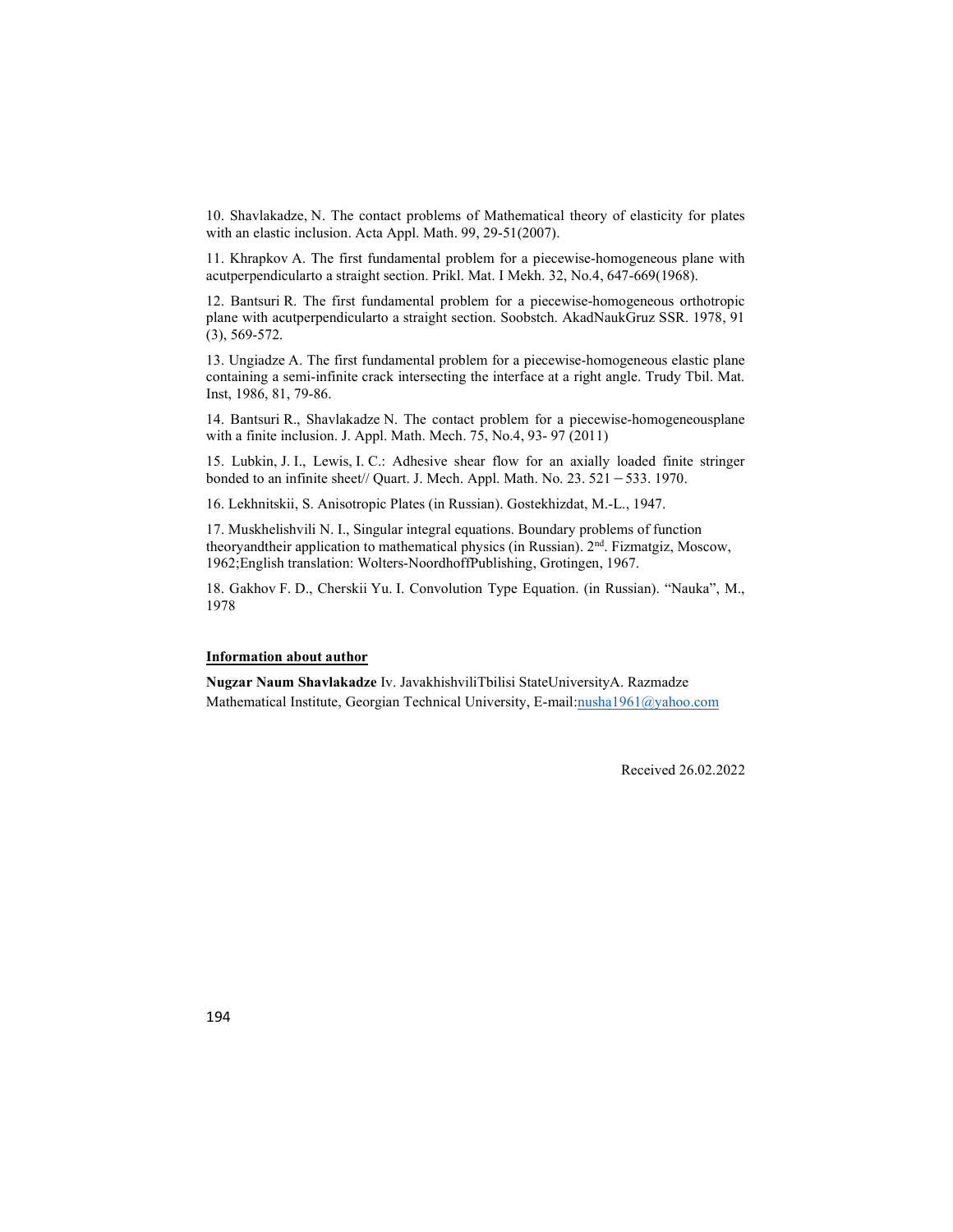10. Shavlakadze, N. The contact problems of Mathematical theory of elasticity for plates with an elastic inclusion. Acta Appl. Math. 99, 29-51(2007).

11. Khrapkov A. The first fundamental problem for a piecewise-homogeneous plane with acutperpendicularto a straight section. Prikl. Mat. I Mekh. 32, No.4, 647-669(1968).

12. Bantsuri R. The first fundamental problem for a piecewise-homogeneous orthotropic plane with acutperpendicularto a straight section. Soobstch. AkadNaukGruz SSR. 1978, 91 (3), 569-572.

13. Ungiadze A. The first fundamental problem for a piecewise-homogeneous elastic plane containing a semi-infinite crack intersecting the interface at a right angle. Trudy Tbil. Mat. Inst, 1986, 81, 79-86.

14. Bantsuri R., Shavlakadze N. The contact problem for a piecewise-homogeneousplane with a finite inclusion. J. Appl. Math. Mech. 75, No.4, 93- 97 (2011)

15. Lubkin, J. I., Lewis, I. C.: Adhesive shear flow for an axially loaded finite stringer bonded to an infinite sheet// Quart. J. Mech. Appl. Math. No. 23. 521 – 533. 1970.

16. Lekhnitskii, S. Anisotropic Plates (in Russian). Gostekhizdat, M.-L., 1947.

17. Muskhelishvili N. I., Singular integral equations. Boundary problems of function theoryandtheir application to mathematical physics (in Russian). 2nd. Fizmatgiz, Moscow, 1962;English translation: Wolters-NoordhoffPublishing, Grotingen, 1967.

18. Gakhov F. D., Cherskii Yu. I. Convolution Type Equation. (in Russian). "Nauka", M., 1978

**Information about author**

**Nugzar Naum Shavlakadze** Iv. JavakhishviliTbilisi StateUniversityA. Razmadze Mathematical Institute, Georgian Technical University, E-mail:nusha1961@yahoo.com

Received 26.02.2022